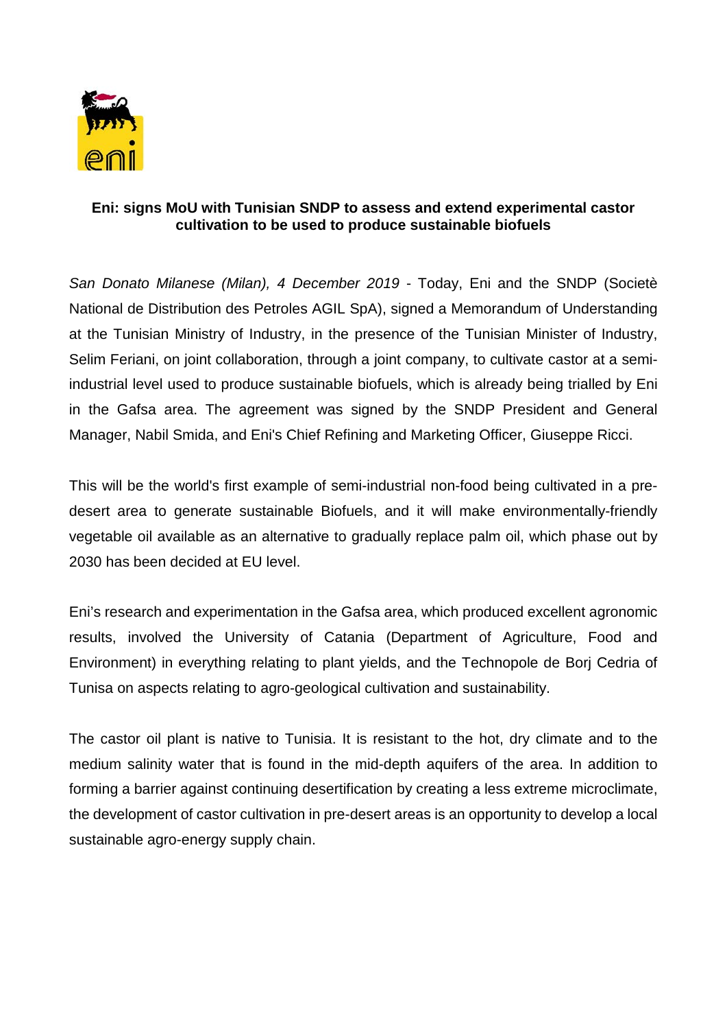**Eni: signs MoU with Tunisian SNDP to assess and extend experimental castor cultivation to be used to produce sustainable biofuels**

*San Donato Milanese (Milan), 4 December 2019* - Today, Eni and the SNDP (Societè National de Distribution des Petroles AGIL SpA), signed a Memorandum of Understanding at the Tunisian Ministry of Industry, in the presence of the Tunisian Minister of Industry, Selim Feriani, on joint collaboration, through a joint company, to cultivate castor at a semi-industrial level used to produce sustainable biofuels, which is already being trialled by Eni in the Gafsa area. The agreement was signed by the SNDP President and General Manager, Nabil Smida, and Eni's Chief Refining and Marketing Officer, Giuseppe Ricci.

This will be the world's first example of semi-industrial non-food being cultivated in a pre-desert area to generate sustainable Biofuels, and it will make environmentally-friendly vegetable oil available as an alternative to gradually replace palm oil, which phase out by 2030 has been decided at EU level.

Eni's research and experimentation in the Gafsa area, which produced excellent agronomic results, involved the University of Catania (Department of Agriculture, Food and Environment) in everything relating to plant yields, and the Technopole de Borj Cedria of Tunisa on aspects relating to agro-geological cultivation and sustainability.

The castor oil plant is native to Tunisia. It is resistant to the hot, dry climate and to the medium salinity water that is found in the mid-depth aquifers of the area. In addition to forming a barrier against continuing desertification by creating a less extreme microclimate, the development of castor cultivation in pre-desert areas is an opportunity to develop a local sustainable agro-energy supply chain.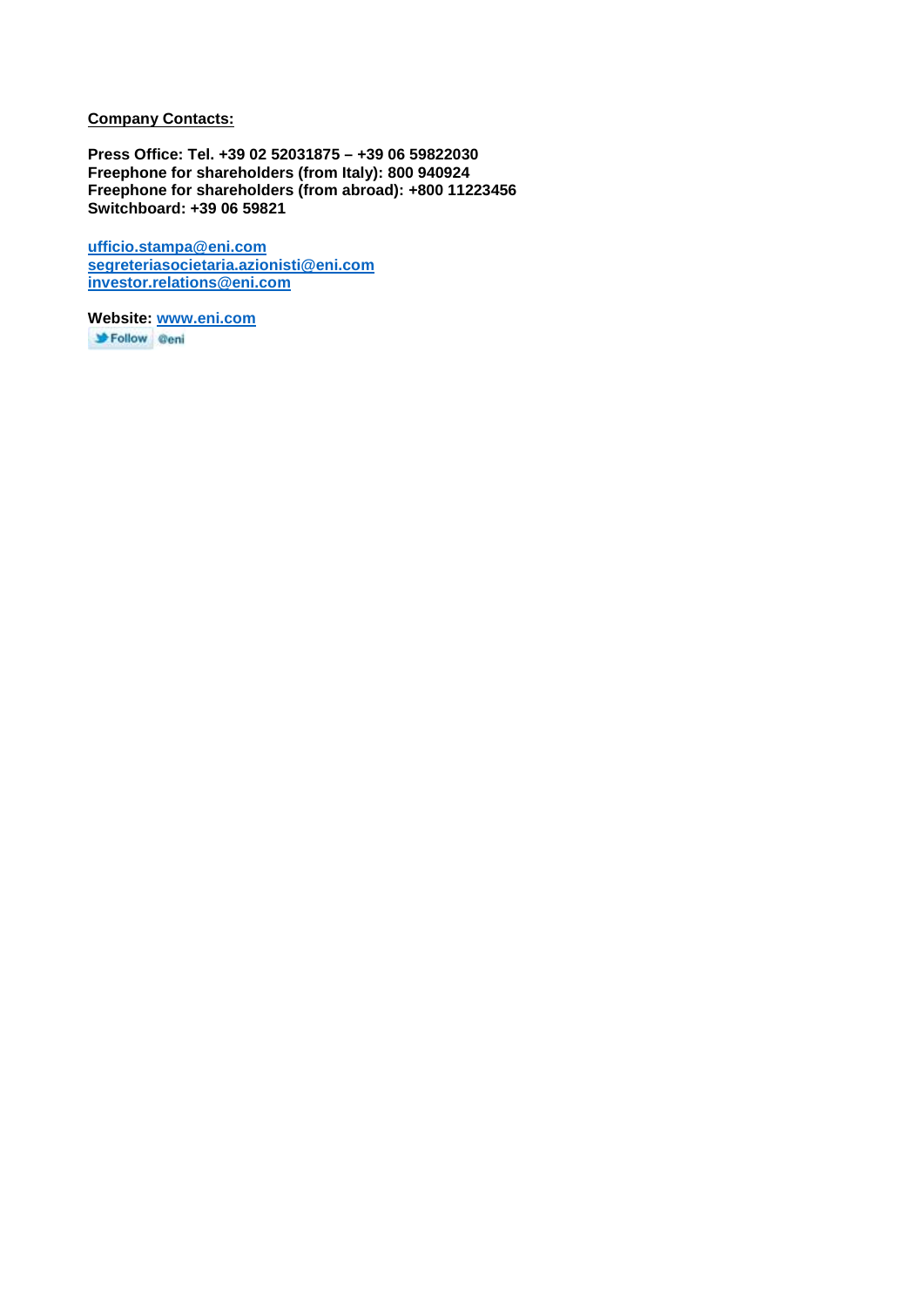**Company Contacts:**

**Press Office: Tel. +39 02 52031875 – +39 06 59822030**
**Freephone for shareholders (from Italy): 800 940924**
**Freephone for shareholders (from abroad): +800 11223456**
**Switchboard: +39 06 59821**

**ufficio.stampa@eni.com**
**segreteriasocietaria.azionisti@eni.com**
**investor.relations@eni.com**

**Website: www.eni.com**

Follow @eni